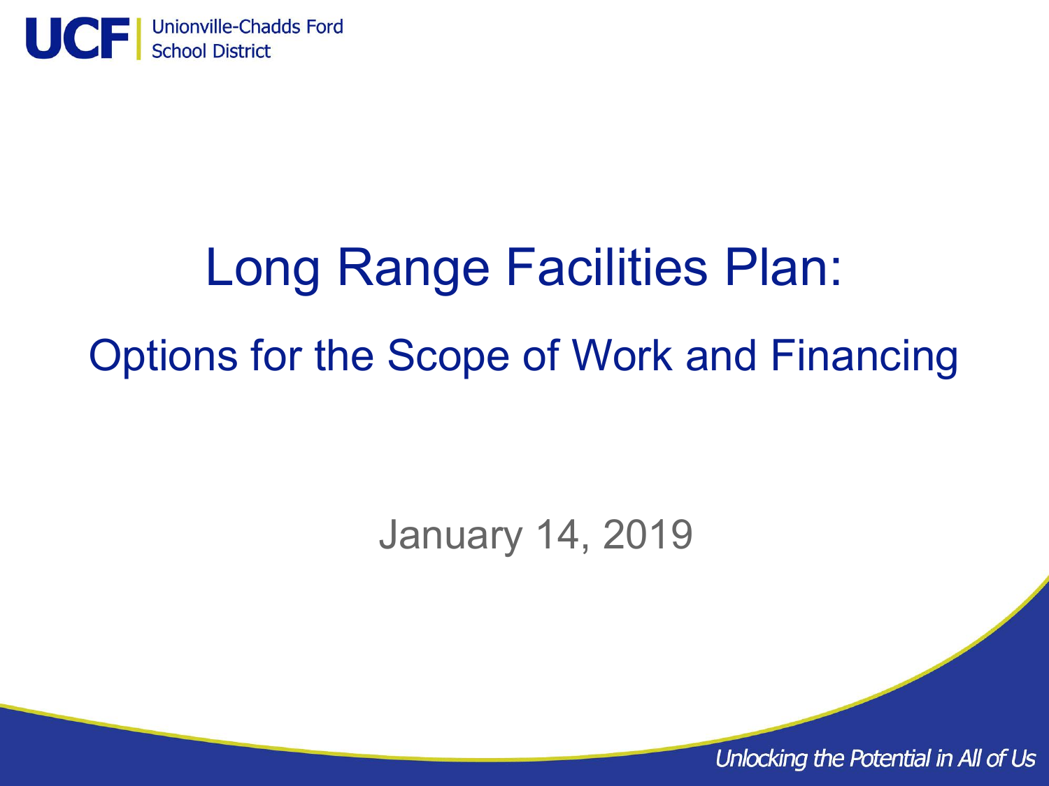Unionville-Chadds Ford School District

# Long Range Facilities Plan:

## Options for the Scope of Work and Financing

January 14, 2019

*Unlocking the Potential in All of Us*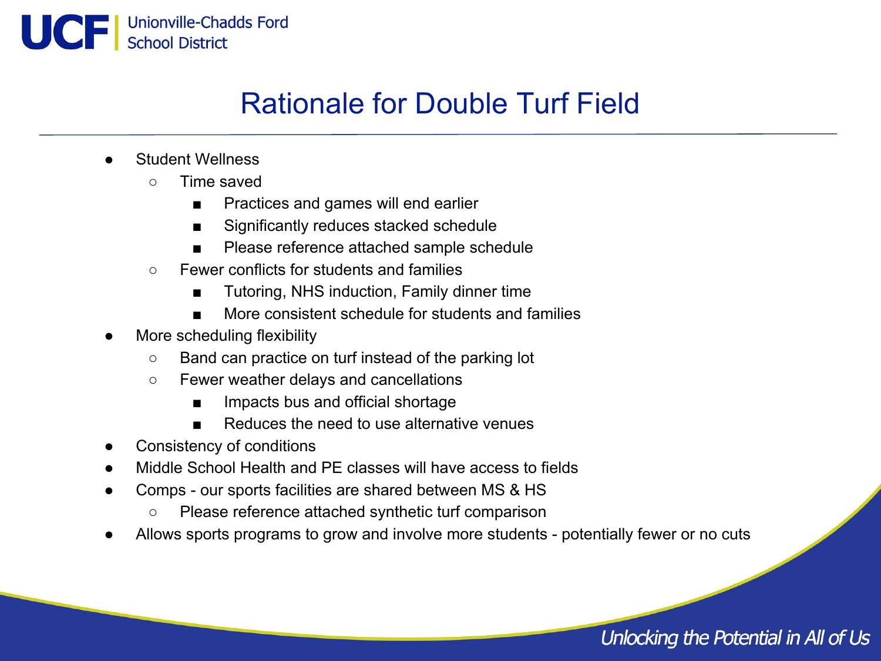# Rationale for Double Turf Field

- Student Wellness
  - Time saved
    - Practices and games will end earlier
    - Significantly reduces stacked schedule
    - Please reference attached sample schedule
  - Fewer conflicts for students and families
    - Tutoring, NHS induction, Family dinner time
    - More consistent schedule for students and families
- More scheduling flexibility
  - Band can practice on turf instead of the parking lot
  - Fewer weather delays and cancellations
    - Impacts bus and official shortage
    - Reduces the need to use alternative venues
- Consistency of conditions
- Middle School Health and PE classes will have access to fields
- Comps - our sports facilities are shared between MS & HS
  - Please reference attached synthetic turf comparison
- Allows sports programs to grow and involve more students - potentially fewer or no cuts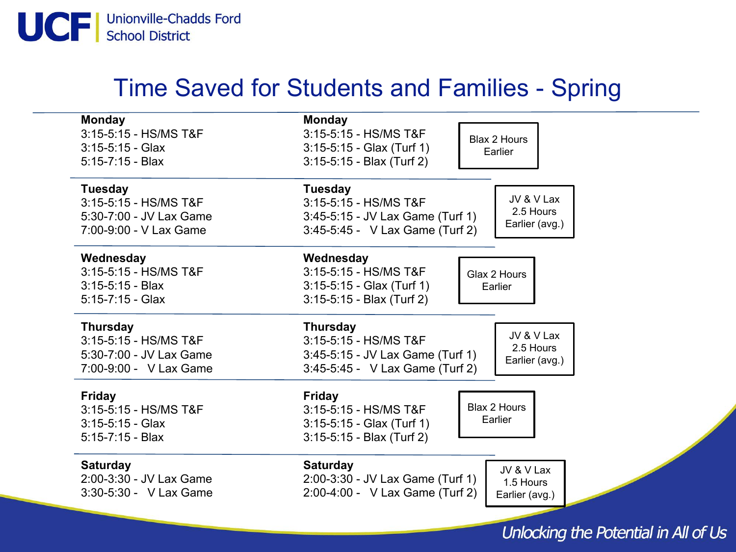# Time Saved for Students and Families - Spring

| Current | Proposed | Time Saved |
|---|---|---|
| **Monday**<br>3:15-5:15 - HS/MS T&F<br>3:15-5:15 - Glax<br>5:15-7:15 - Blax | **Monday**<br>3:15-5:15 - HS/MS T&F<br>3:15-5:15 - Glax (Turf 1)<br>3:15-5:15 - Blax (Turf 2) | Blax 2 Hours Earlier |
| **Tuesday**<br>3:15-5:15 - HS/MS T&F<br>5:30-7:00 - JV Lax Game<br>7:00-9:00 - V Lax Game | **Tuesday**<br>3:15-5:15 - HS/MS T&F<br>3:45-5:15 - JV Lax Game (Turf 1)<br>3:45-5:45 - V Lax Game (Turf 2) | JV & V Lax 2.5 Hours Earlier (avg.) |
| **Wednesday**<br>3:15-5:15 - HS/MS T&F<br>3:15-5:15 - Blax<br>5:15-7:15 - Glax | **Wednesday**<br>3:15-5:15 - HS/MS T&F<br>3:15-5:15 - Glax (Turf 1)<br>3:15-5:15 - Blax (Turf 2) | Glax 2 Hours Earlier |
| **Thursday**<br>3:15-5:15 - HS/MS T&F<br>5:30-7:00 - JV Lax Game<br>7:00-9:00 - V Lax Game | **Thursday**<br>3:15-5:15 - HS/MS T&F<br>3:45-5:15 - JV Lax Game (Turf 1)<br>3:45-5:45 - V Lax Game (Turf 2) | JV & V Lax 2.5 Hours Earlier (avg.) |
| **Friday**<br>3:15-5:15 - HS/MS T&F<br>3:15-5:15 - Glax<br>5:15-7:15 - Blax | **Friday**<br>3:15-5:15 - HS/MS T&F<br>3:15-5:15 - Glax (Turf 1)<br>3:15-5:15 - Blax (Turf 2) | Blax 2 Hours Earlier |
| **Saturday**<br>2:00-3:30 - JV Lax Game<br>3:30-5:30 - V Lax Game | **Saturday**<br>2:00-3:30 - JV Lax Game (Turf 1)<br>2:00-4:00 - V Lax Game (Turf 2) | JV & V Lax 1.5 Hours Earlier (avg.) |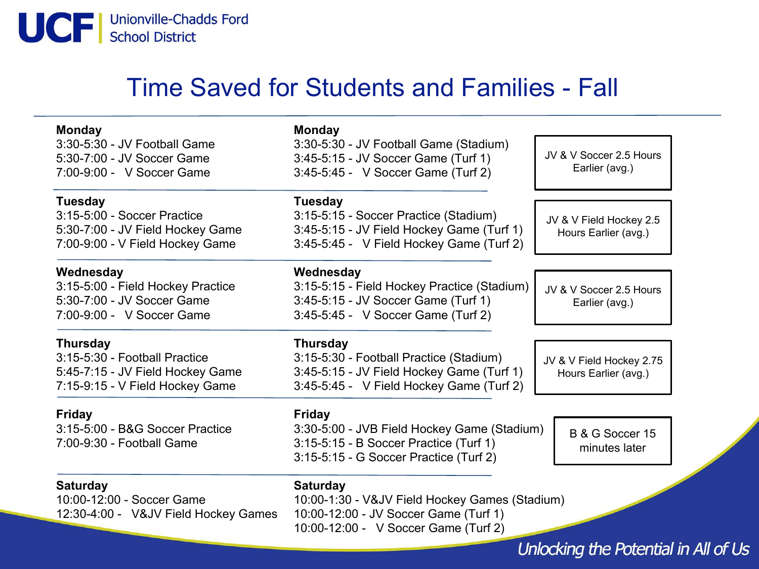# Time Saved for Students and Families - Fall

| Current Schedule | Proposed Schedule | Time Saved |
| --- | --- | --- |
| **Monday**<br>3:30-5:30 - JV Football Game<br>5:30-7:00 - JV Soccer Game<br>7:00-9:00 - V Soccer Game | **Monday**<br>3:30-5:30 - JV Football Game (Stadium)<br>3:45-5:15 - JV Soccer Game (Turf 1)<br>3:45-5:45 - V Soccer Game (Turf 2) | JV & V Soccer 2.5 Hours Earlier (avg.) |
| **Tuesday**<br>3:15-5:00 - Soccer Practice<br>5:30-7:00 - JV Field Hockey Game<br>7:00-9:00 - V Field Hockey Game | **Tuesday**<br>3:15-5:15 - Soccer Practice (Stadium)<br>3:45-5:15 - JV Field Hockey Game (Turf 1)<br>3:45-5:45 - V Field Hockey Game (Turf 2) | JV & V Field Hockey 2.5 Hours Earlier (avg.) |
| **Wednesday**<br>3:15-5:00 - Field Hockey Practice<br>5:30-7:00 - JV Soccer Game<br>7:00-9:00 - V Soccer Game | **Wednesday**<br>3:15-5:15 - Field Hockey Practice (Stadium)<br>3:45-5:15 - JV Soccer Game (Turf 1)<br>3:45-5:45 - V Soccer Game (Turf 2) | JV & V Soccer 2.5 Hours Earlier (avg.) |
| **Thursday**<br>3:15-5:30 - Football Practice<br>5:45-7:15 - JV Field Hockey Game<br>7:15-9:15 - V Field Hockey Game | **Thursday**<br>3:15-5:30 - Football Practice (Stadium)<br>3:45-5:15 - JV Field Hockey Game (Turf 1)<br>3:45-5:45 - V Field Hockey Game (Turf 2) | JV & V Field Hockey 2.75 Hours Earlier (avg.) |
| **Friday**<br>3:15-5:00 - B&G Soccer Practice<br>7:00-9:30 - Football Game | **Friday**<br>3:30-5:00 - JVB Field Hockey Game (Stadium)<br>3:15-5:15 - B Soccer Practice (Turf 1)<br>3:15-5:15 - G Soccer Practice (Turf 2) | B & G Soccer 15 minutes later |
| **Saturday**<br>10:00-12:00 - Soccer Game<br>12:30-4:00 - V&JV Field Hockey Games | **Saturday**<br>10:00-1:30 - V&JV Field Hockey Games (Stadium)<br>10:00-12:00 - JV Soccer Game (Turf 1)<br>10:00-12:00 - V Soccer Game (Turf 2) | |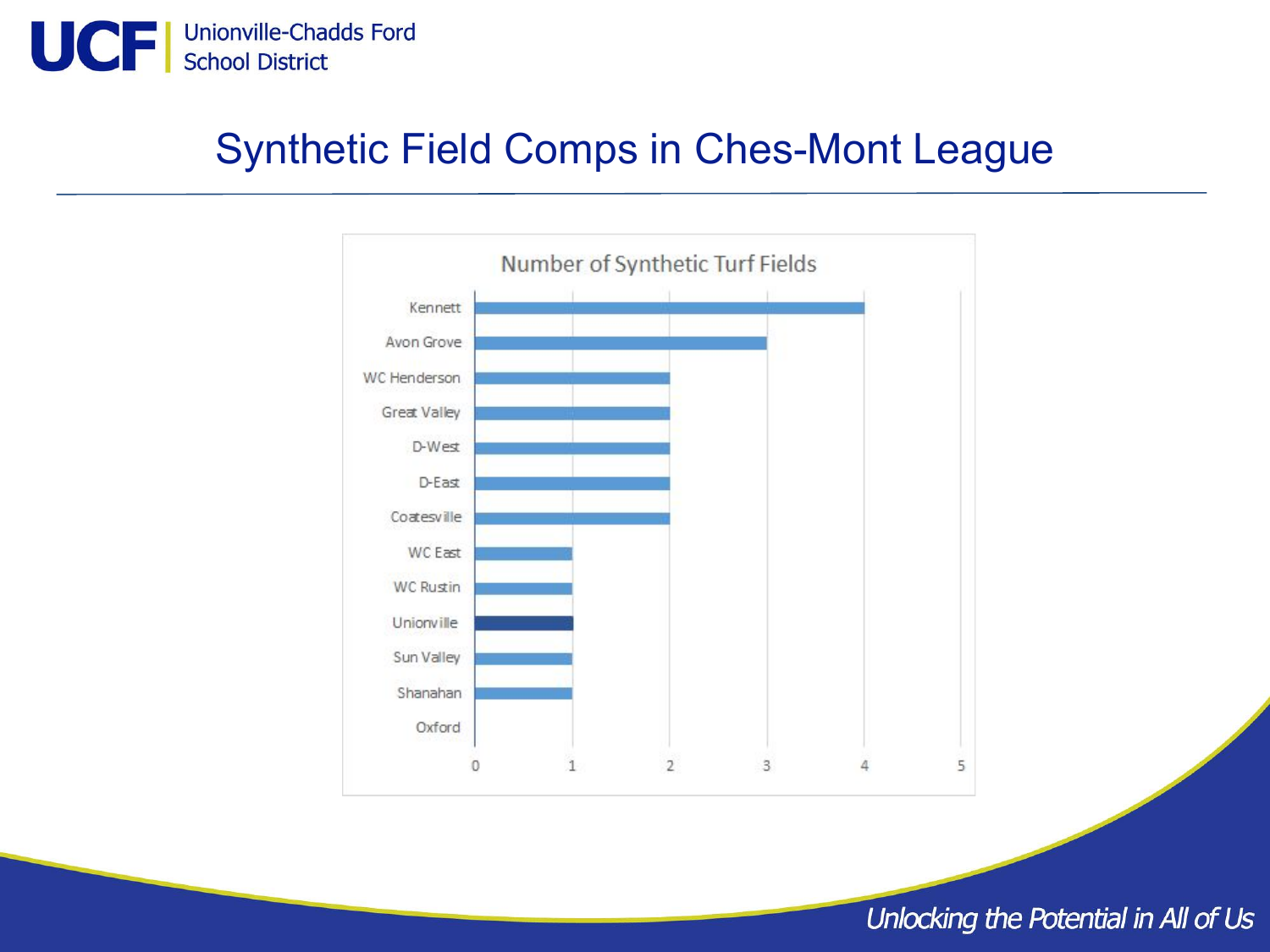# Synthetic Field Comps in Ches-Mont League

**Number of Synthetic Turf Fields**

| School | Number of Synthetic Turf Fields |
| --- | --- |
| Kennett | 4 |
| Avon Grove | 3 |
| WC Henderson | 2 |
| Great Valley | 2 |
| D-West | 2 |
| D-East | 2 |
| Coatesville | 2 |
| WC East | 1 |
| WC Rustin | 1 |
| Unionville | 1 |
| Sun Valley | 1 |
| Shanahan | 1 |
| Oxford | 0 |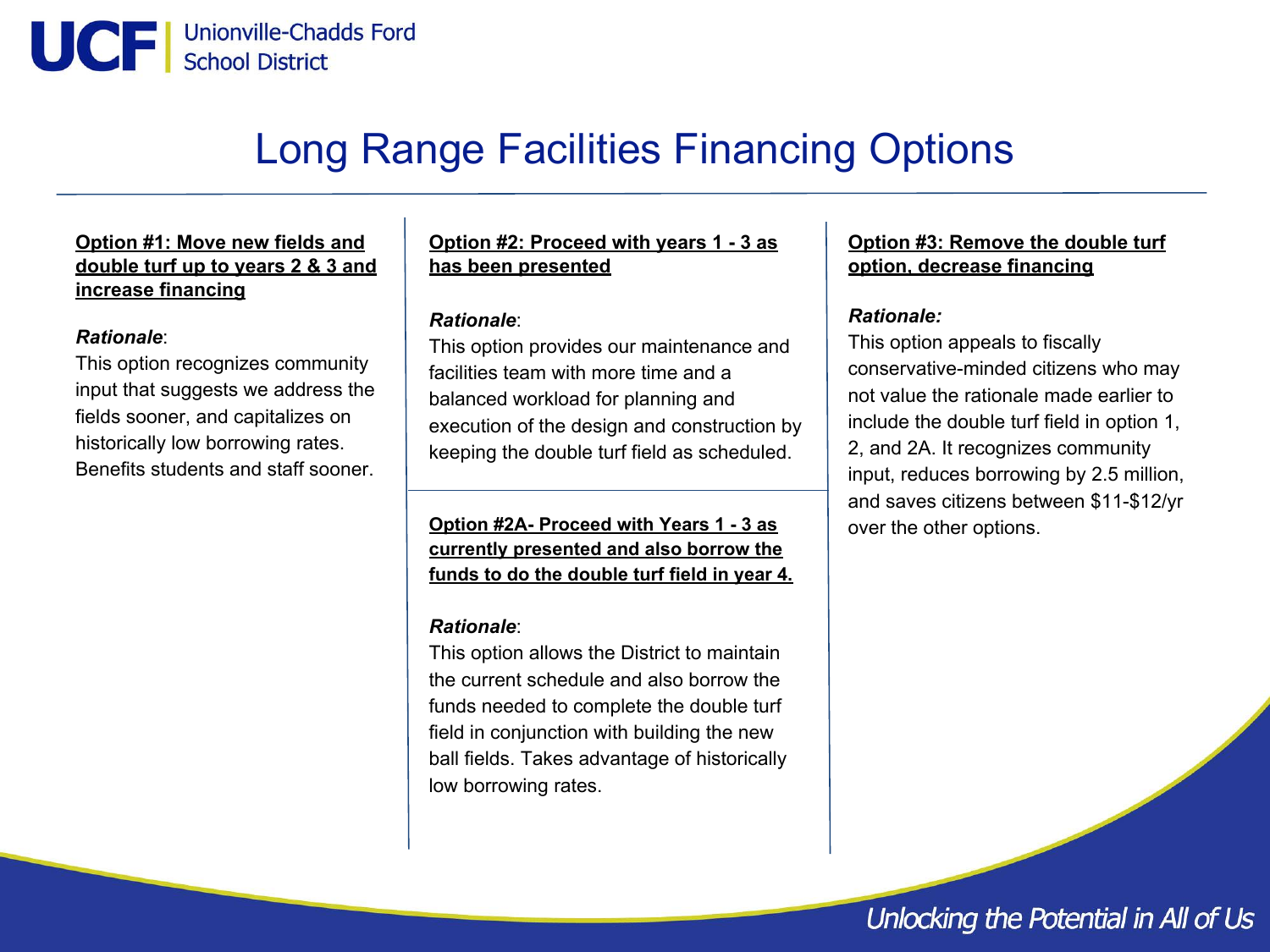# Long Range Facilities Financing Options

**Option #1: Move new fields and double turf up to years 2 & 3 and increase financing**

***Rationale***:
This option recognizes community input that suggests we address the fields sooner, and capitalizes on historically low borrowing rates. Benefits students and staff sooner.

**Option #2: Proceed with years 1 - 3 as has been presented**

***Rationale***:
This option provides our maintenance and facilities team with more time and a balanced workload for planning and execution of the design and construction by keeping the double turf field as scheduled.

**Option #2A- Proceed with Years 1 - 3 as currently presented and also borrow the funds to do the double turf field in year 4.**

***Rationale***:
This option allows the District to maintain the current schedule and also borrow the funds needed to complete the double turf field in conjunction with building the new ball fields. Takes advantage of historically low borrowing rates.

**Option #3: Remove the double turf option, decrease financing**

***Rationale:***
This option appeals to fiscally conservative-minded citizens who may not value the rationale made earlier to include the double turf field in option 1, 2, and 2A. It recognizes community input, reduces borrowing by 2.5 million, and saves citizens between $11-$12/yr over the other options.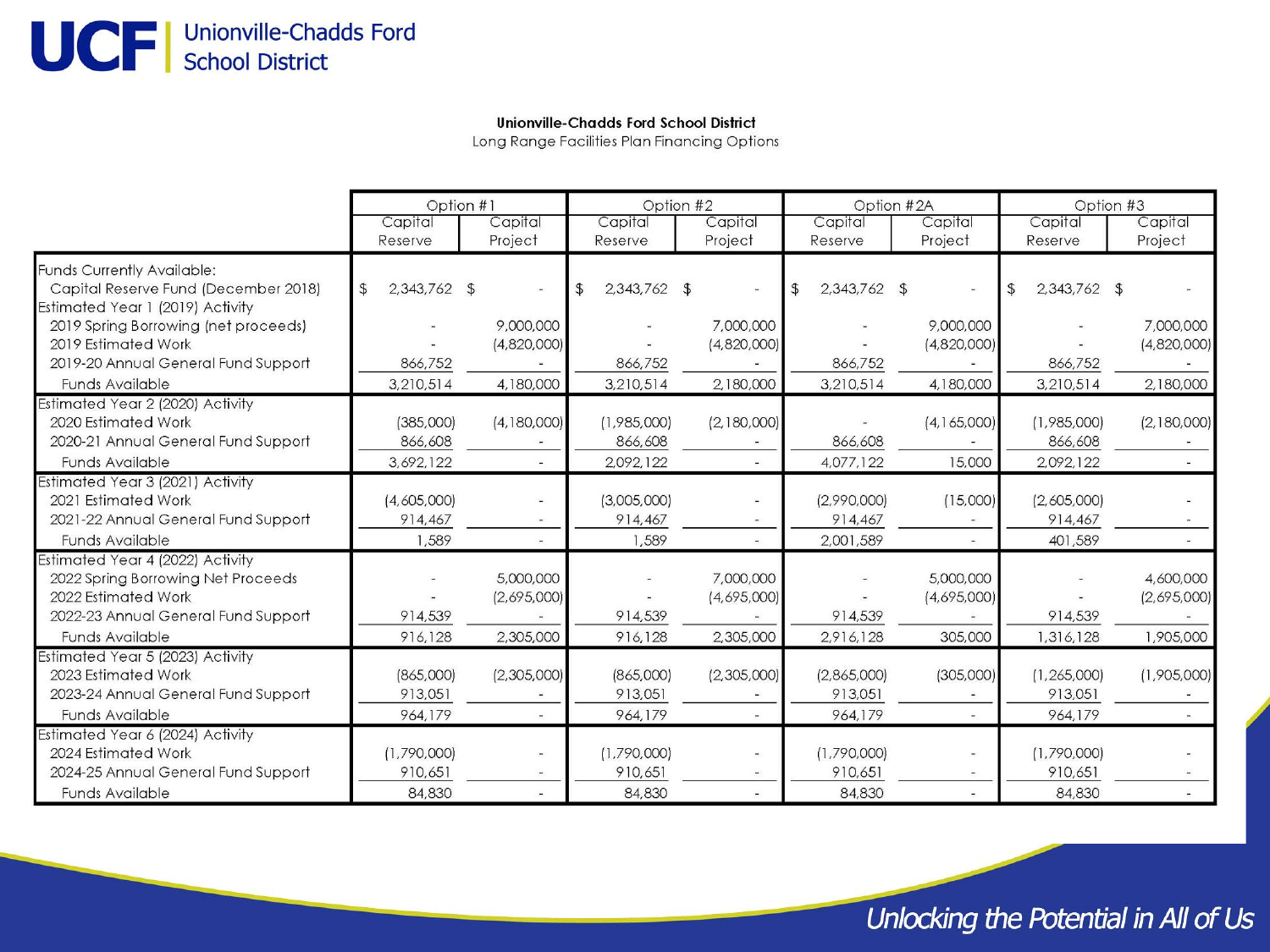**Unionville-Chadds Ford School District**

Long Range Facilities Plan Financing Options

| | Option #1 | | Option #2 | | Option #2A | | Option #3 | |
|---|---|---|---|---|---|---|---|---|
| | Capital Reserve | Capital Project | Capital Reserve | Capital Project | Capital Reserve | Capital Project | Capital Reserve | Capital Project |
| Funds Currently Available: | | | | | | | | |
| Capital Reserve Fund (December 2018) | $ 2,343,762 | $ - | $ 2,343,762 | $ - | $ 2,343,762 | $ - | $ 2,343,762 | $ - |
| Estimated Year 1 (2019) Activity | | | | | | | | |
| 2019 Spring Borrowing (net proceeds) | - | 9,000,000 | - | 7,000,000 | - | 9,000,000 | - | 7,000,000 |
| 2019 Estimated Work | - | (4,820,000) | - | (4,820,000) | - | (4,820,000) | - | (4,820,000) |
| 2019-20 Annual General Fund Support | 866,752 | - | 866,752 | - | 866,752 | - | 866,752 | - |
| Funds Available | 3,210,514 | 4,180,000 | 3,210,514 | 2,180,000 | 3,210,514 | 4,180,000 | 3,210,514 | 2,180,000 |
| Estimated Year 2 (2020) Activity | | | | | | | | |
| 2020 Estimated Work | (385,000) | (4,180,000) | (1,985,000) | (2,180,000) | - | (4,165,000) | (1,985,000) | (2,180,000) |
| 2020-21 Annual General Fund Support | 866,608 | - | 866,608 | - | 866,608 | - | 866,608 | - |
| Funds Available | 3,692,122 | - | 2,092,122 | - | 4,077,122 | 15,000 | 2,092,122 | - |
| Estimated Year 3 (2021) Activity | | | | | | | | |
| 2021 Estimated Work | (4,605,000) | - | (3,005,000) | - | (2,990,000) | (15,000) | (2,605,000) | - |
| 2021-22 Annual General Fund Support | 914,467 | - | 914,467 | - | 914,467 | - | 914,467 | - |
| Funds Available | 1,589 | - | 1,589 | - | 2,001,589 | - | 401,589 | - |
| Estimated Year 4 (2022) Activity | | | | | | | | |
| 2022 Spring Borrowing Net Proceeds | - | 5,000,000 | - | 7,000,000 | - | 5,000,000 | - | 4,600,000 |
| 2022 Estimated Work | - | (2,695,000) | - | (4,695,000) | - | (4,695,000) | - | (2,695,000) |
| 2022-23 Annual General Fund Support | 914,539 | - | 914,539 | - | 914,539 | - | 914,539 | - |
| Funds Available | 916,128 | 2,305,000 | 916,128 | 2,305,000 | 2,916,128 | 305,000 | 1,316,128 | 1,905,000 |
| Estimated Year 5 (2023) Activity | | | | | | | | |
| 2023 Estimated Work | (865,000) | (2,305,000) | (865,000) | (2,305,000) | (2,865,000) | (305,000) | (1,265,000) | (1,905,000) |
| 2023-24 Annual General Fund Support | 913,051 | - | 913,051 | - | 913,051 | - | 913,051 | - |
| Funds Available | 964,179 | - | 964,179 | - | 964,179 | - | 964,179 | - |
| Estimated Year 6 (2024) Activity | | | | | | | | |
| 2024 Estimated Work | (1,790,000) | - | (1,790,000) | - | (1,790,000) | - | (1,790,000) | - |
| 2024-25 Annual General Fund Support | 910,651 | - | 910,651 | - | 910,651 | - | 910,651 | - |
| Funds Available | 84,830 | - | 84,830 | - | 84,830 | - | 84,830 | - |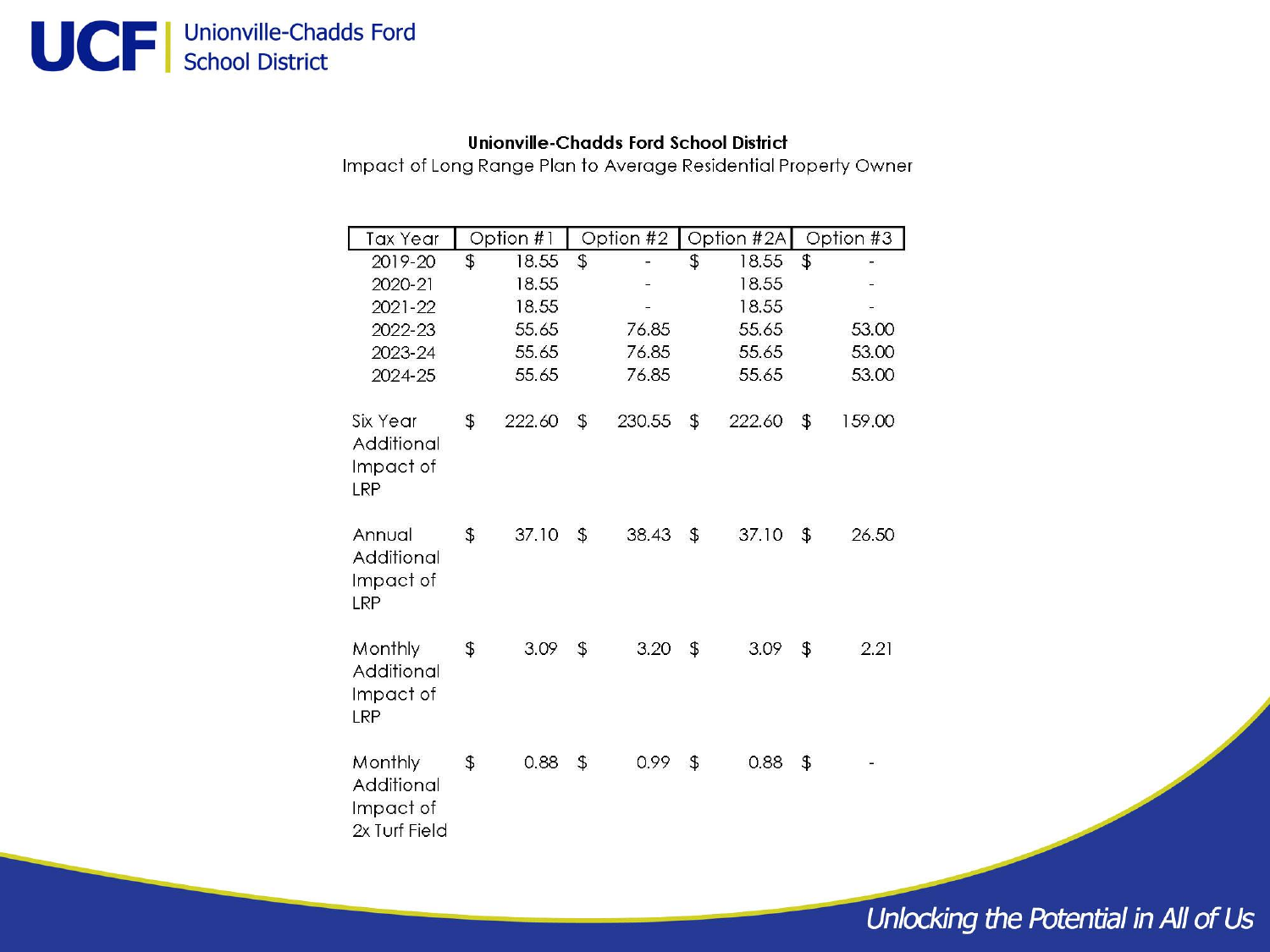**Unionville-Chadds Ford School District**

Impact of Long Range Plan to Average Residential Property Owner

| Tax Year | Option #1 | Option #2 | Option #2A | Option #3 |
|---|---|---|---|---|
| 2019-20 | $ 18.55 | $ - | $ 18.55 | $ - |
| 2020-21 | 18.55 | - | 18.55 | - |
| 2021-22 | 18.55 | - | 18.55 | - |
| 2022-23 | 55.65 | 76.85 | 55.65 | 53.00 |
| 2023-24 | 55.65 | 76.85 | 55.65 | 53.00 |
| 2024-25 | 55.65 | 76.85 | 55.65 | 53.00 |
| Six Year Additional Impact of LRP | $ 222.60 | $ 230.55 | $ 222.60 | $ 159.00 |
| Annual Additional Impact of LRP | $ 37.10 | $ 38.43 | $ 37.10 | $ 26.50 |
| Monthly Additional Impact of LRP | $ 3.09 | $ 3.20 | $ 3.09 | $ 2.21 |
| Monthly Additional Impact of 2x Turf Field | $ 0.88 | $ 0.99 | $ 0.88 | $ - |

*Unlocking the Potential in All of Us*